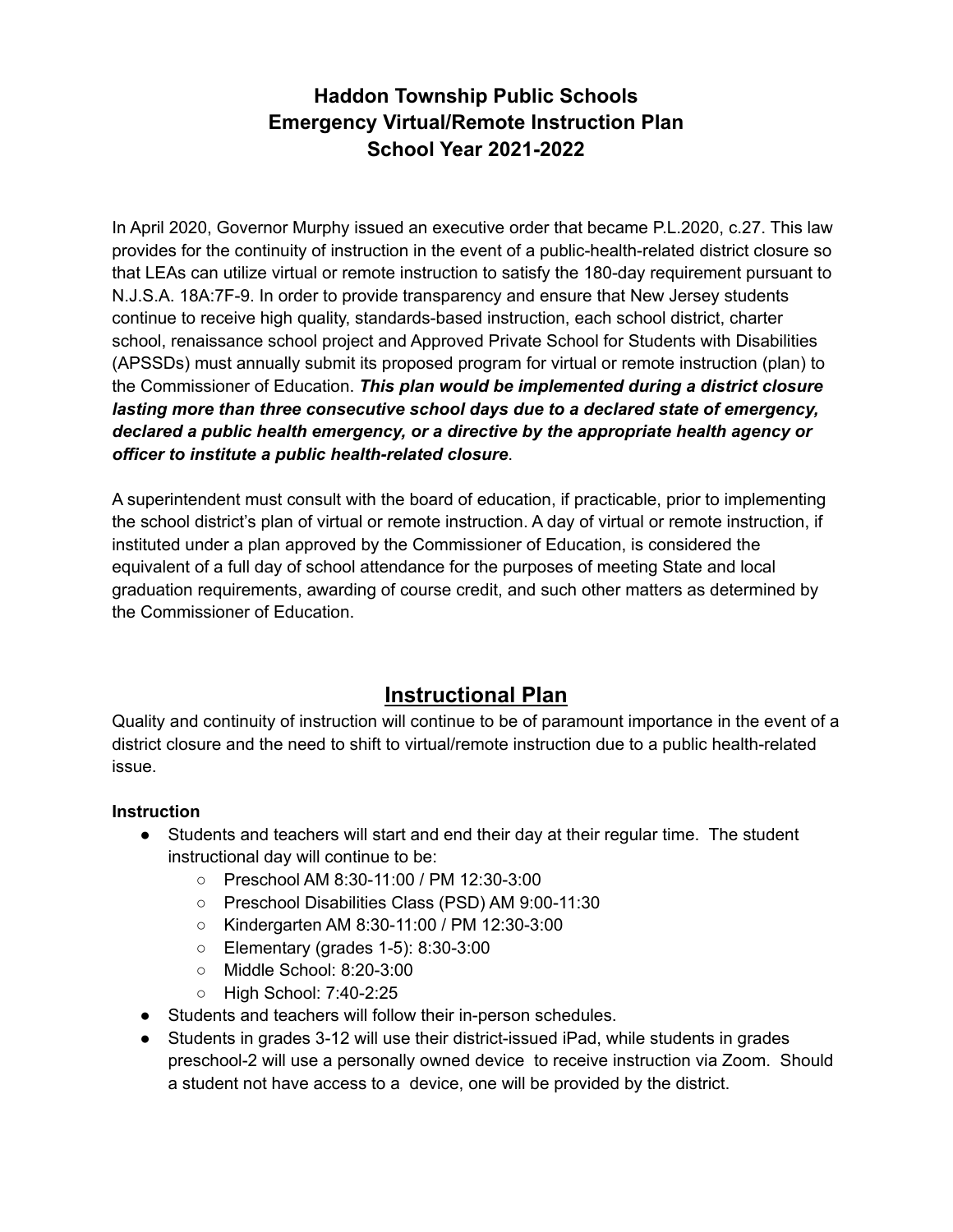# Haddon Township Public Schools
# Emergency Virtual/Remote Instruction Plan
# School Year 2021-2022

In April 2020, Governor Murphy issued an executive order that became P.L.2020, c.27. This law provides for the continuity of instruction in the event of a public-health-related district closure so that LEAs can utilize virtual or remote instruction to satisfy the 180-day requirement pursuant to N.J.S.A. 18A:7F-9. In order to provide transparency and ensure that New Jersey students continue to receive high quality, standards-based instruction, each school district, charter school, renaissance school project and Approved Private School for Students with Disabilities (APSSDs) must annually submit its proposed program for virtual or remote instruction (plan) to the Commissioner of Education. ***This plan would be implemented during a district closure lasting more than three consecutive school days due to a declared state of emergency, declared a public health emergency, or a directive by the appropriate health agency or officer to institute a public health-related closure***.

A superintendent must consult with the board of education, if practicable, prior to implementing the school district's plan of virtual or remote instruction. A day of virtual or remote instruction, if instituted under a plan approved by the Commissioner of Education, is considered the equivalent of a full day of school attendance for the purposes of meeting State and local graduation requirements, awarding of course credit, and such other matters as determined by the Commissioner of Education.

## Instructional Plan

Quality and continuity of instruction will continue to be of paramount importance in the event of a district closure and the need to shift to virtual/remote instruction due to a public health-related issue.

**Instruction**

- Students and teachers will start and end their day at their regular time. The student instructional day will continue to be:
  - Preschool AM 8:30-11:00 / PM 12:30-3:00
  - Preschool Disabilities Class (PSD) AM 9:00-11:30
  - Kindergarten AM 8:30-11:00 / PM 12:30-3:00
  - Elementary (grades 1-5): 8:30-3:00
  - Middle School: 8:20-3:00
  - High School: 7:40-2:25
- Students and teachers will follow their in-person schedules.
- Students in grades 3-12 will use their district-issued iPad, while students in grades preschool-2 will use a personally owned device to receive instruction via Zoom. Should a student not have access to a device, one will be provided by the district.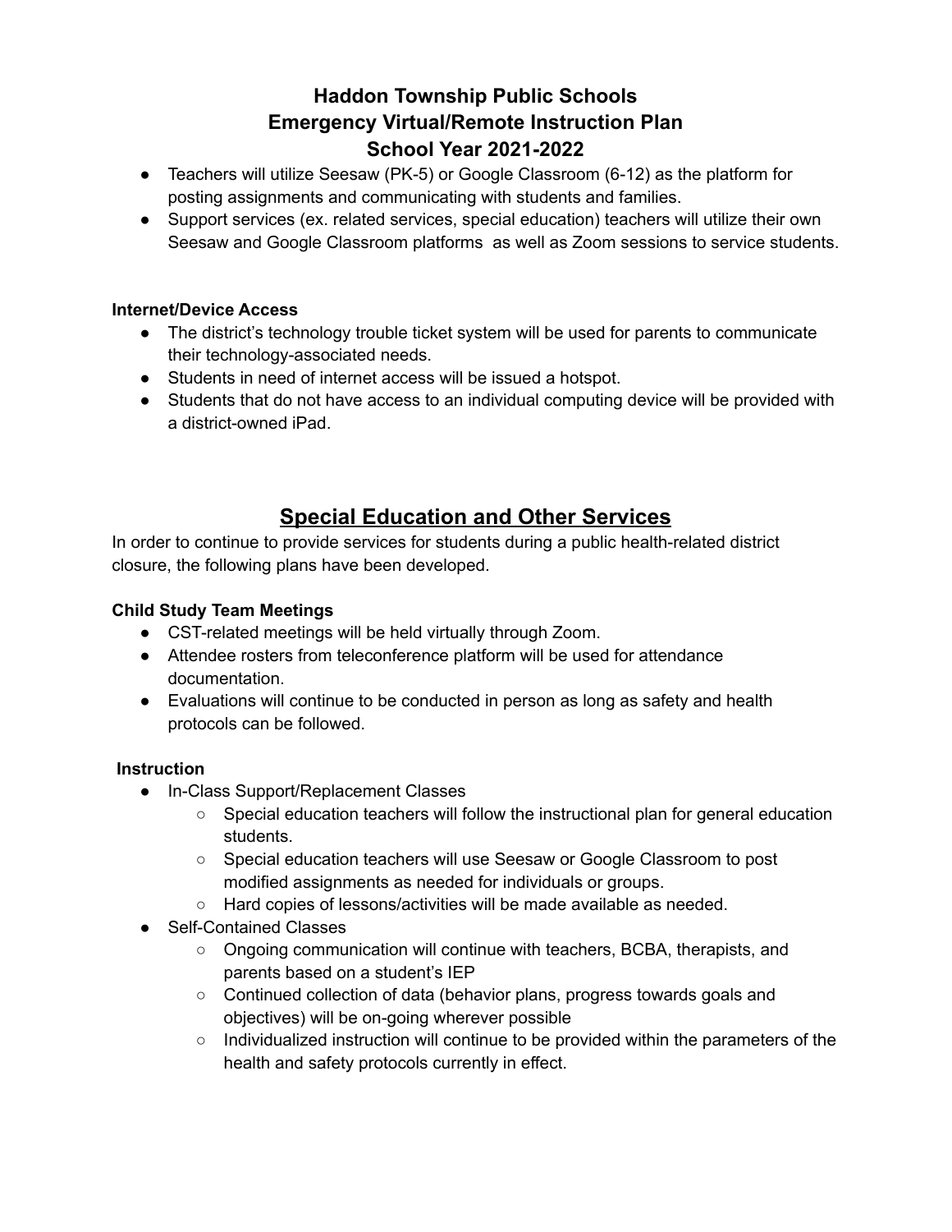# Haddon Township Public Schools
# Emergency Virtual/Remote Instruction Plan
# School Year 2021-2022

- Teachers will utilize Seesaw (PK-5) or Google Classroom (6-12) as the platform for posting assignments and communicating with students and families.
- Support services (ex. related services, special education) teachers will utilize their own Seesaw and Google Classroom platforms as well as Zoom sessions to service students.

**Internet/Device Access**

- The district's technology trouble ticket system will be used for parents to communicate their technology-associated needs.
- Students in need of internet access will be issued a hotspot.
- Students that do not have access to an individual computing device will be provided with a district-owned iPad.

## Special Education and Other Services

In order to continue to provide services for students during a public health-related district closure, the following plans have been developed.

**Child Study Team Meetings**

- CST-related meetings will be held virtually through Zoom.
- Attendee rosters from teleconference platform will be used for attendance documentation.
- Evaluations will continue to be conducted in person as long as safety and health protocols can be followed.

**Instruction**

- In-Class Support/Replacement Classes
  - Special education teachers will follow the instructional plan for general education students.
  - Special education teachers will use Seesaw or Google Classroom to post modified assignments as needed for individuals or groups.
  - Hard copies of lessons/activities will be made available as needed.
- Self-Contained Classes
  - Ongoing communication will continue with teachers, BCBA, therapists, and parents based on a student's IEP
  - Continued collection of data (behavior plans, progress towards goals and objectives) will be on-going wherever possible
  - Individualized instruction will continue to be provided within the parameters of the health and safety protocols currently in effect.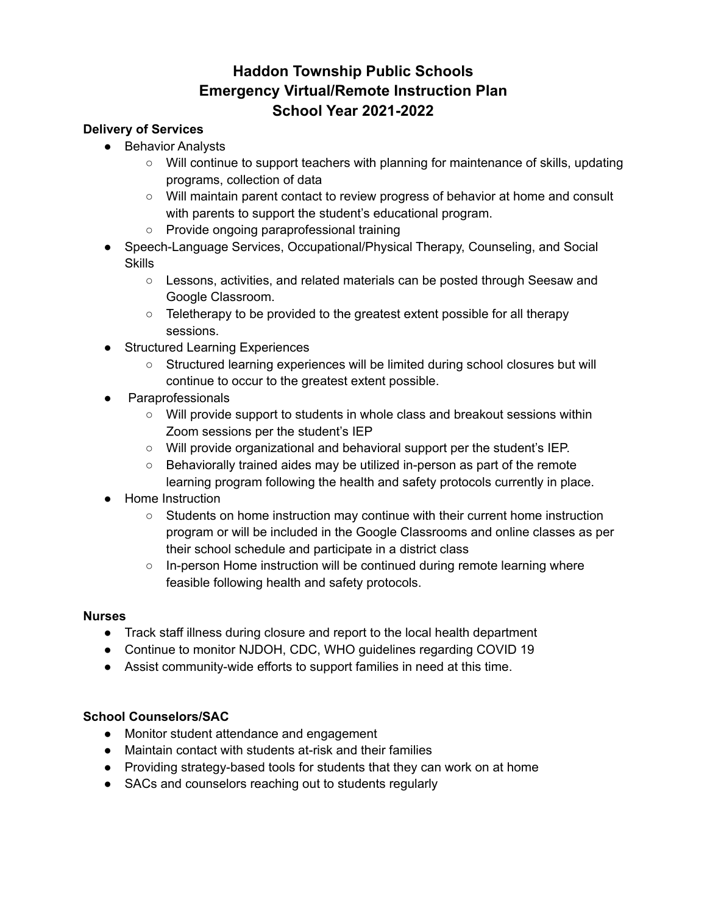# Haddon Township Public Schools
# Emergency Virtual/Remote Instruction Plan
# School Year 2021-2022

**Delivery of Services**

- Behavior Analysts
  - Will continue to support teachers with planning for maintenance of skills, updating programs, collection of data
  - Will maintain parent contact to review progress of behavior at home and consult with parents to support the student's educational program.
  - Provide ongoing paraprofessional training
- Speech-Language Services, Occupational/Physical Therapy, Counseling, and Social Skills
  - Lessons, activities, and related materials can be posted through Seesaw and Google Classroom.
  - Teletherapy to be provided to the greatest extent possible for all therapy sessions.
- Structured Learning Experiences
  - Structured learning experiences will be limited during school closures but will continue to occur to the greatest extent possible.
- Paraprofessionals
  - Will provide support to students in whole class and breakout sessions within Zoom sessions per the student's IEP
  - Will provide organizational and behavioral support per the student's IEP.
  - Behaviorally trained aides may be utilized in-person as part of the remote learning program following the health and safety protocols currently in place.
- Home Instruction
  - Students on home instruction may continue with their current home instruction program or will be included in the Google Classrooms and online classes as per their school schedule and participate in a district class
  - In-person Home instruction will be continued during remote learning where feasible following health and safety protocols.

**Nurses**

- Track staff illness during closure and report to the local health department
- Continue to monitor NJDOH, CDC, WHO guidelines regarding COVID 19
- Assist community-wide efforts to support families in need at this time.

**School Counselors/SAC**

- Monitor student attendance and engagement
- Maintain contact with students at-risk and their families
- Providing strategy-based tools for students that they can work on at home
- SACs and counselors reaching out to students regularly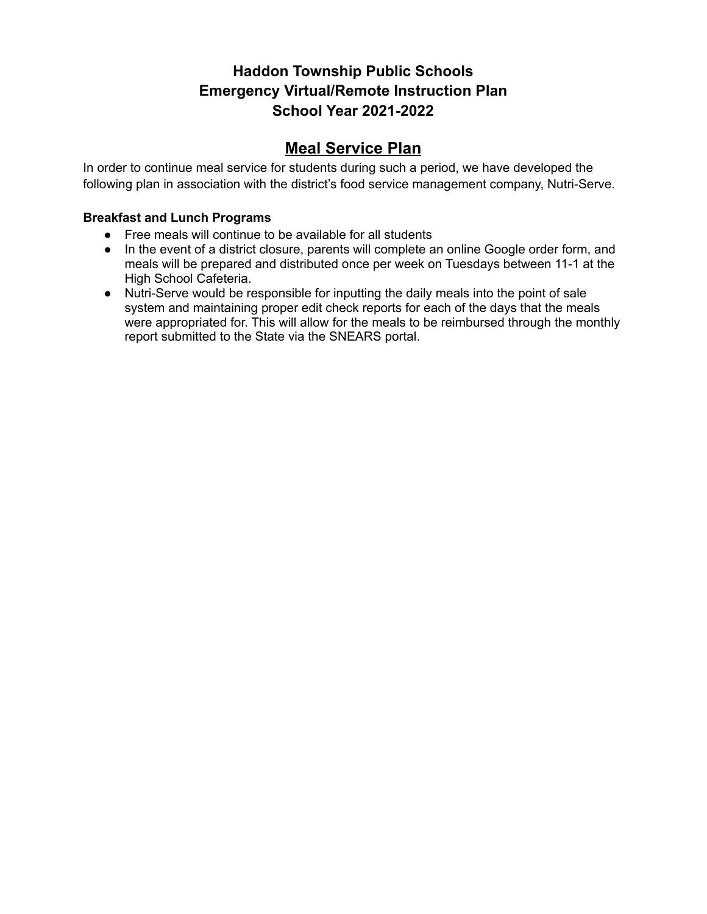# Haddon Township Public Schools
# Emergency Virtual/Remote Instruction Plan
# School Year 2021-2022

## Meal Service Plan

In order to continue meal service for students during such a period, we have developed the following plan in association with the district's food service management company, Nutri-Serve.

**Breakfast and Lunch Programs**

- Free meals will continue to be available for all students
- In the event of a district closure, parents will complete an online Google order form, and meals will be prepared and distributed once per week on Tuesdays between 11-1 at the High School Cafeteria.
- Nutri-Serve would be responsible for inputting the daily meals into the point of sale system and maintaining proper edit check reports for each of the days that the meals were appropriated for. This will allow for the meals to be reimbursed through the monthly report submitted to the State via the SNEARS portal.